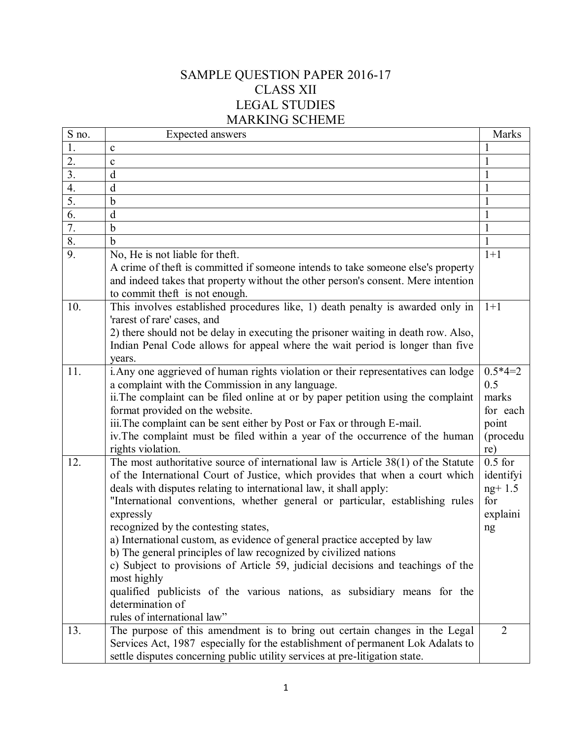# SAMPLE QUESTION PAPER 2016-17
## CLASS XII
## LEGAL STUDIES
## MARKING SCHEME

| S no. | Expected answers | Marks |
|---|---|---|
| 1. | c | 1 |
| 2. | c | 1 |
| 3. | d | 1 |
| 4. | d | 1 |
| 5. | b | 1 |
| 6. | d | 1 |
| 7. | b | 1 |
| 8. | b | 1 |
| 9. | No, He is not liable for theft.<br>A crime of theft is committed if someone intends to take someone else's property and indeed takes that property without the other person's consent. Mere intention to commit theft is not enough. | 1+1 |
| 10. | This involves established procedures like, 1) death penalty is awarded only in 'rarest of rare' cases, and<br>2) there should not be delay in executing the prisoner waiting in death row. Also, Indian Penal Code allows for appeal where the wait period is longer than five years. | 1+1 |
| 11. | i.Any one aggrieved of human rights violation or their representatives can lodge a complaint with the Commission in any language.<br>ii.The complaint can be filed online at or by paper petition using the complaint format provided on the website.<br>iii.The complaint can be sent either by Post or Fax or through E-mail.<br>iv.The complaint must be filed within a year of the occurrence of the human rights violation. | 0.5*4=2<br>0.5 marks for each point (procedure) |
| 12. | The most authoritative source of international law is Article 38(1) of the Statute of the International Court of Justice, which provides that when a court which deals with disputes relating to international law, it shall apply:<br>"International conventions, whether general or particular, establishing rules expressly<br>recognized by the contesting states,<br>a) International custom, as evidence of general practice accepted by law<br>b) The general principles of law recognized by civilized nations<br>c) Subject to provisions of Article 59, judicial decisions and teachings of the most highly<br>qualified publicists of the various nations, as subsidiary means for the determination of<br>rules of international law" | 0.5 for identifying+ 1.5 for explaining |
| 13. | The purpose of this amendment is to bring out certain changes in the Legal Services Act, 1987 especially for the establishment of permanent Lok Adalats to settle disputes concerning public utility services at pre-litigation state. | 2 |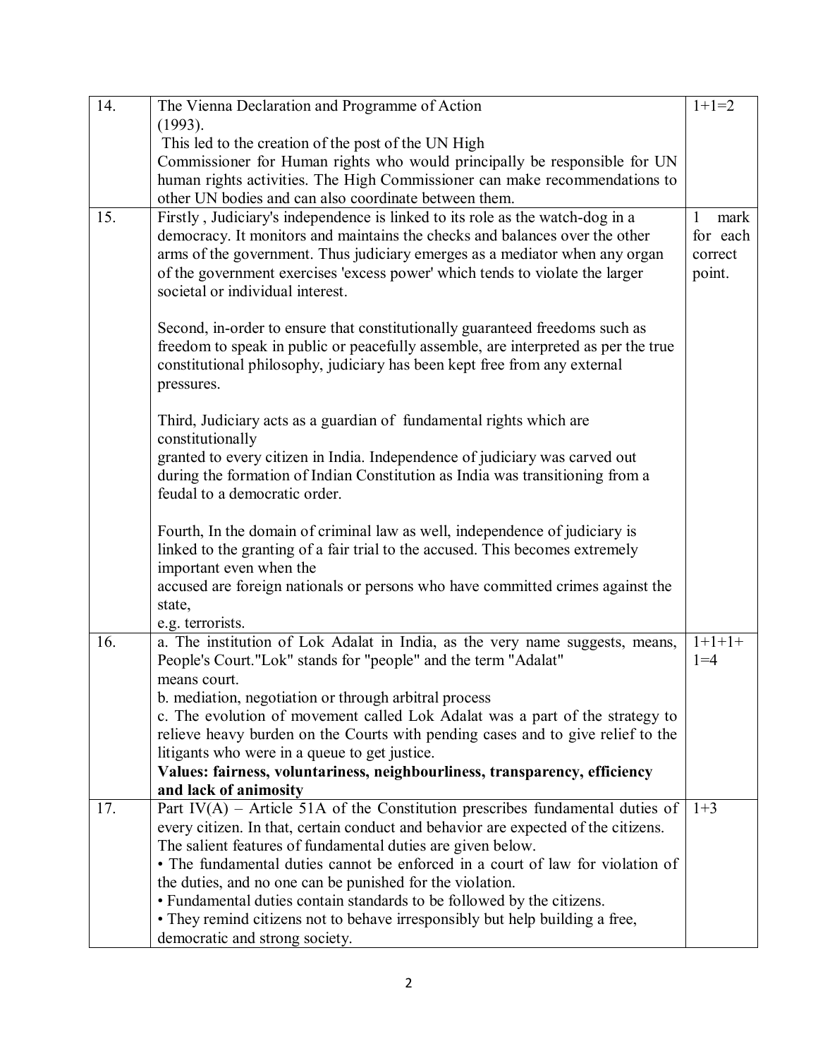| | | |
|---|---|---|
| 14. | The Vienna Declaration and Programme of Action (1993).<br>This led to the creation of the post of the UN High Commissioner for Human rights who would principally be responsible for UN human rights activities. The High Commissioner can make recommendations to other UN bodies and can also coordinate between them. | 1+1=2 |
| 15. | Firstly , Judiciary's independence is linked to its role as the watch-dog in a democracy. It monitors and maintains the checks and balances over the other arms of the government. Thus judiciary emerges as a mediator when any organ of the government exercises 'excess power' which tends to violate the larger societal or individual interest.<br><br>Second, in-order to ensure that constitutionally guaranteed freedoms such as freedom to speak in public or peacefully assemble, are interpreted as per the true constitutional philosophy, judiciary has been kept free from any external pressures.<br><br>Third, Judiciary acts as a guardian of fundamental rights which are constitutionally granted to every citizen in India. Independence of judiciary was carved out during the formation of Indian Constitution as India was transitioning from a feudal to a democratic order.<br><br>Fourth, In the domain of criminal law as well, independence of judiciary is linked to the granting of a fair trial to the accused. This becomes extremely important even when the accused are foreign nationals or persons who have committed crimes against the state, e.g. terrorists. | 1 mark for each correct point. |
| 16. | a. The institution of Lok Adalat in India, as the very name suggests, means, People's Court."Lok" stands for "people" and the term "Adalat" means court.<br>b. mediation, negotiation or through arbitral process<br>c. The evolution of movement called Lok Adalat was a part of the strategy to relieve heavy burden on the Courts with pending cases and to give relief to the litigants who were in a queue to get justice.<br>**Values: fairness, voluntariness, neighbourliness, transparency, efficiency and lack of animosity** | 1+1+1+1=4 |
| 17. | Part IV(A) – Article 51A of the Constitution prescribes fundamental duties of every citizen. In that, certain conduct and behavior are expected of the citizens. The salient features of fundamental duties are given below.<br>• The fundamental duties cannot be enforced in a court of law for violation of the duties, and no one can be punished for the violation.<br>• Fundamental duties contain standards to be followed by the citizens.<br>• They remind citizens not to behave irresponsibly but help building a free, democratic and strong society. | 1+3 |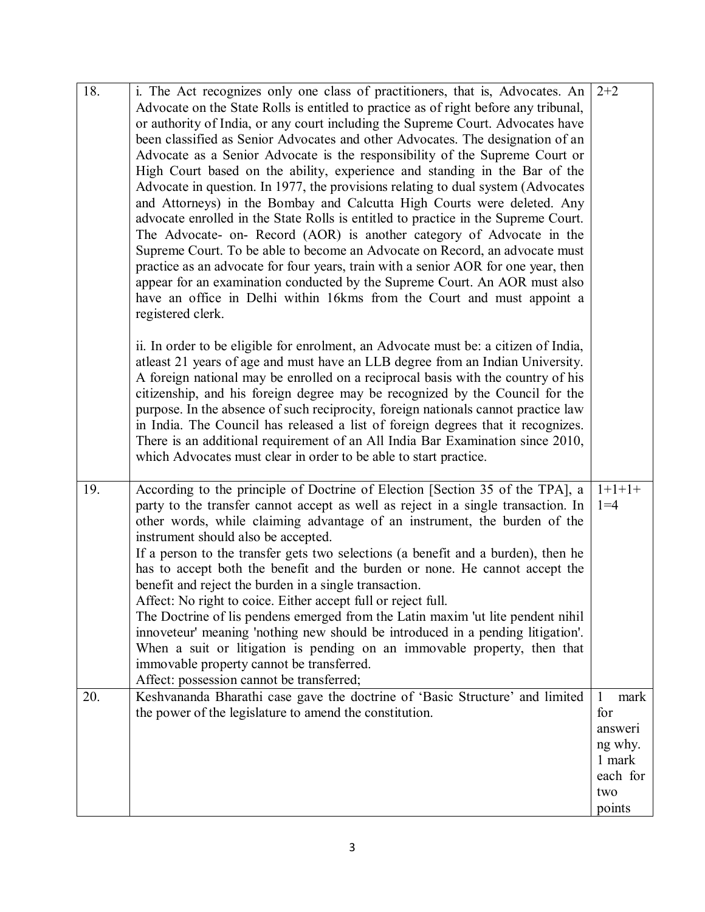| | | |
|---|---|---|
| 18. | i. The Act recognizes only one class of practitioners, that is, Advocates. An Advocate on the State Rolls is entitled to practice as of right before any tribunal, or authority of India, or any court including the Supreme Court. Advocates have been classified as Senior Advocates and other Advocates. The designation of an Advocate as a Senior Advocate is the responsibility of the Supreme Court or High Court based on the ability, experience and standing in the Bar of the Advocate in question. In 1977, the provisions relating to dual system (Advocates and Attorneys) in the Bombay and Calcutta High Courts were deleted. Any advocate enrolled in the State Rolls is entitled to practice in the Supreme Court. The Advocate- on- Record (AOR) is another category of Advocate in the Supreme Court. To be able to become an Advocate on Record, an advocate must practice as an advocate for four years, train with a senior AOR for one year, then appear for an examination conducted by the Supreme Court. An AOR must also have an office in Delhi within 16kms from the Court and must appoint a registered clerk.<br><br>ii. In order to be eligible for enrolment, an Advocate must be: a citizen of India, atleast 21 years of age and must have an LLB degree from an Indian University. A foreign national may be enrolled on a reciprocal basis with the country of his citizenship, and his foreign degree may be recognized by the Council for the purpose. In the absence of such reciprocity, foreign nationals cannot practice law in India. The Council has released a list of foreign degrees that it recognizes. There is an additional requirement of an All India Bar Examination since 2010, which Advocates must clear in order to be able to start practice. | 2+2 |
| 19. | According to the principle of Doctrine of Election [Section 35 of the TPA], a party to the transfer cannot accept as well as reject in a single transaction. In other words, while claiming advantage of an instrument, the burden of the instrument should also be accepted.<br>If a person to the transfer gets two selections (a benefit and a burden), then he has to accept both the benefit and the burden or none. He cannot accept the benefit and reject the burden in a single transaction.<br>Affect: No right to coice. Either accept full or reject full.<br>The Doctrine of lis pendens emerged from the Latin maxim 'ut lite pendent nihil innoveteur' meaning 'nothing new should be introduced in a pending litigation'. When a suit or litigation is pending on an immovable property, then that immovable property cannot be transferred.<br>Affect: possession cannot be transferred; | 1+1+1+1=4 |
| 20. | Keshvananda Bharathi case gave the doctrine of 'Basic Structure' and limited the power of the legislature to amend the constitution. | 1 mark for answering why. 1 mark each for two points |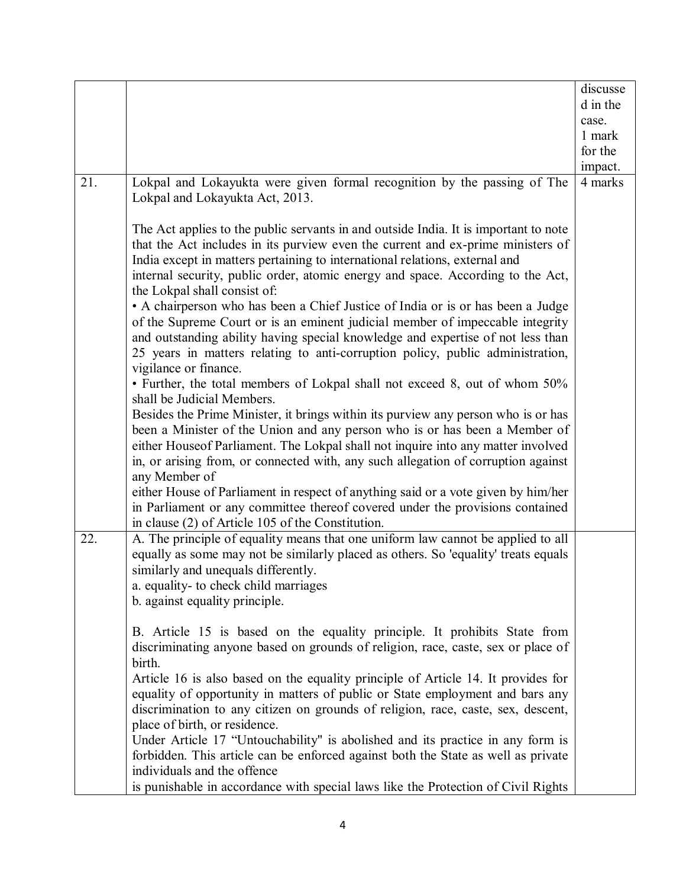| | | |
|---|---|---|
| | | discussed in the case.<br>1 mark for the impact. |
| 21. | Lokpal and Lokayukta were given formal recognition by the passing of The Lokpal and Lokayukta Act, 2013.<br><br>The Act applies to the public servants in and outside India. It is important to note that the Act includes in its purview even the current and ex-prime ministers of India except in matters pertaining to international relations, external and internal security, public order, atomic energy and space. According to the Act, the Lokpal shall consist of:<br>• A chairperson who has been a Chief Justice of India or is or has been a Judge of the Supreme Court or is an eminent judicial member of impeccable integrity and outstanding ability having special knowledge and expertise of not less than 25 years in matters relating to anti-corruption policy, public administration, vigilance or finance.<br>• Further, the total members of Lokpal shall not exceed 8, out of whom 50% shall be Judicial Members.<br>Besides the Prime Minister, it brings within its purview any person who is or has been a Minister of the Union and any person who is or has been a Member of either Houseof Parliament. The Lokpal shall not inquire into any matter involved in, or arising from, or connected with, any such allegation of corruption against any Member of<br>either House of Parliament in respect of anything said or a vote given by him/her in Parliament or any committee thereof covered under the provisions contained in clause (2) of Article 105 of the Constitution. | 4 marks |
| 22. | A. The principle of equality means that one uniform law cannot be applied to all equally as some may not be similarly placed as others. So 'equality' treats equals similarly and unequals differently.<br>a. equality- to check child marriages<br>b. against equality principle.<br><br>B. Article 15 is based on the equality principle. It prohibits State from discriminating anyone based on grounds of religion, race, caste, sex or place of birth.<br>Article 16 is also based on the equality principle of Article 14. It provides for equality of opportunity in matters of public or State employment and bars any discrimination to any citizen on grounds of religion, race, caste, sex, descent, place of birth, or residence.<br>Under Article 17 "Untouchability" is abolished and its practice in any form is forbidden. This article can be enforced against both the State as well as private individuals and the offence<br>is punishable in accordance with special laws like the Protection of Civil Rights | |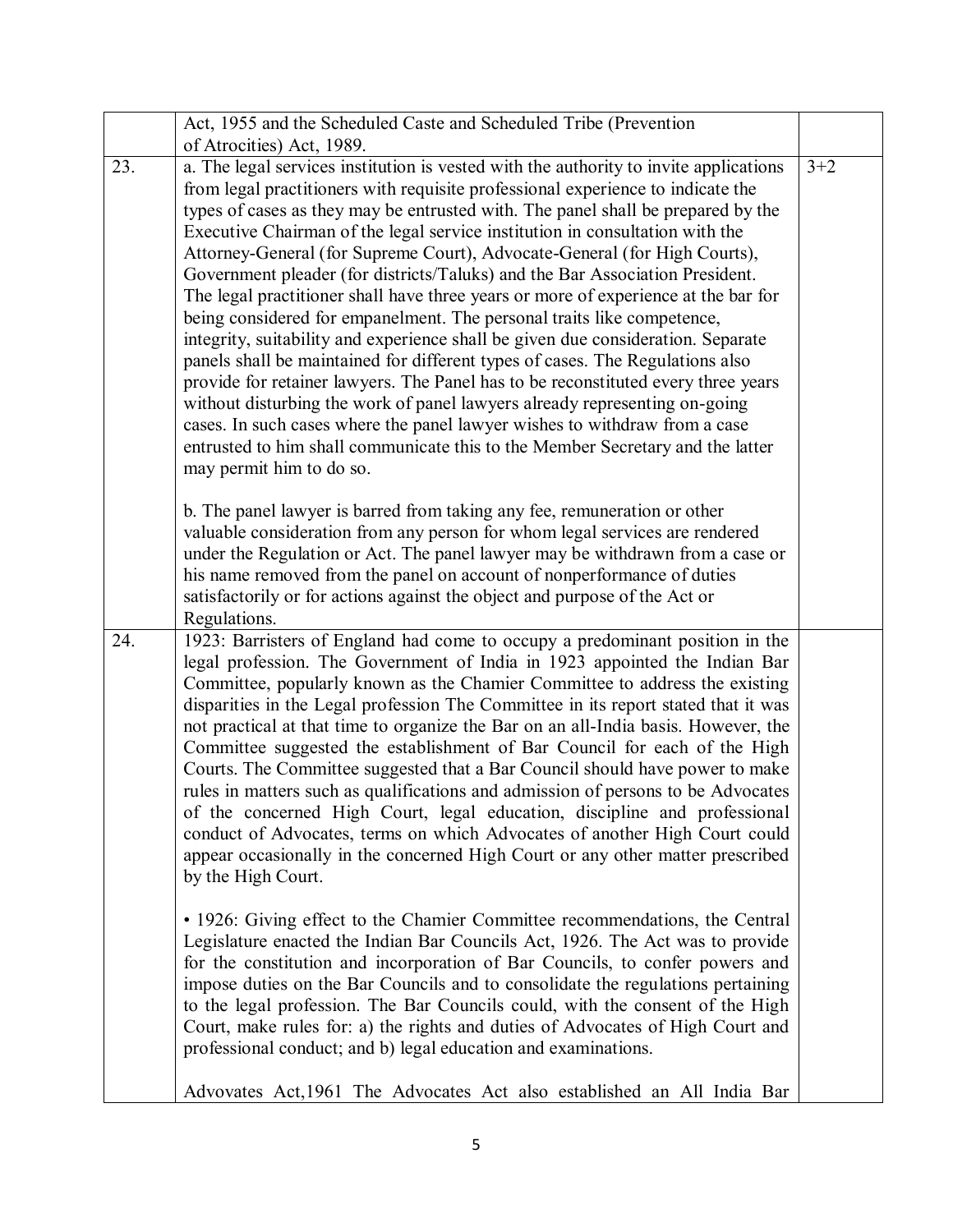|  |  |  |
|---|---|---|
|  | Act, 1955 and the Scheduled Caste and Scheduled Tribe (Prevention of Atrocities) Act, 1989. |  |
| 23. | a. The legal services institution is vested with the authority to invite applications from legal practitioners with requisite professional experience to indicate the types of cases as they may be entrusted with. The panel shall be prepared by the Executive Chairman of the legal service institution in consultation with the Attorney-General (for Supreme Court), Advocate-General (for High Courts), Government pleader (for districts/Taluks) and the Bar Association President. The legal practitioner shall have three years or more of experience at the bar for being considered for empanelment. The personal traits like competence, integrity, suitability and experience shall be given due consideration. Separate panels shall be maintained for different types of cases. The Regulations also provide for retainer lawyers. The Panel has to be reconstituted every three years without disturbing the work of panel lawyers already representing on-going cases. In such cases where the panel lawyer wishes to withdraw from a case entrusted to him shall communicate this to the Member Secretary and the latter may permit him to do so.<br><br>b. The panel lawyer is barred from taking any fee, remuneration or other valuable consideration from any person for whom legal services are rendered under the Regulation or Act. The panel lawyer may be withdrawn from a case or his name removed from the panel on account of nonperformance of duties satisfactorily or for actions against the object and purpose of the Act or Regulations. | 3+2 |
| 24. | 1923: Barristers of England had come to occupy a predominant position in the legal profession. The Government of India in 1923 appointed the Indian Bar Committee, popularly known as the Chamier Committee to address the existing disparities in the Legal profession The Committee in its report stated that it was not practical at that time to organize the Bar on an all-India basis. However, the Committee suggested the establishment of Bar Council for each of the High Courts. The Committee suggested that a Bar Council should have power to make rules in matters such as qualifications and admission of persons to be Advocates of the concerned High Court, legal education, discipline and professional conduct of Advocates, terms on which Advocates of another High Court could appear occasionally in the concerned High Court or any other matter prescribed by the High Court.<br><br>• 1926: Giving effect to the Chamier Committee recommendations, the Central Legislature enacted the Indian Bar Councils Act, 1926. The Act was to provide for the constitution and incorporation of Bar Councils, to confer powers and impose duties on the Bar Councils and to consolidate the regulations pertaining to the legal profession. The Bar Councils could, with the consent of the High Court, make rules for: a) the rights and duties of Advocates of High Court and professional conduct; and b) legal education and examinations.<br><br>Advovates Act,1961 The Advocates Act also established an All India Bar |  |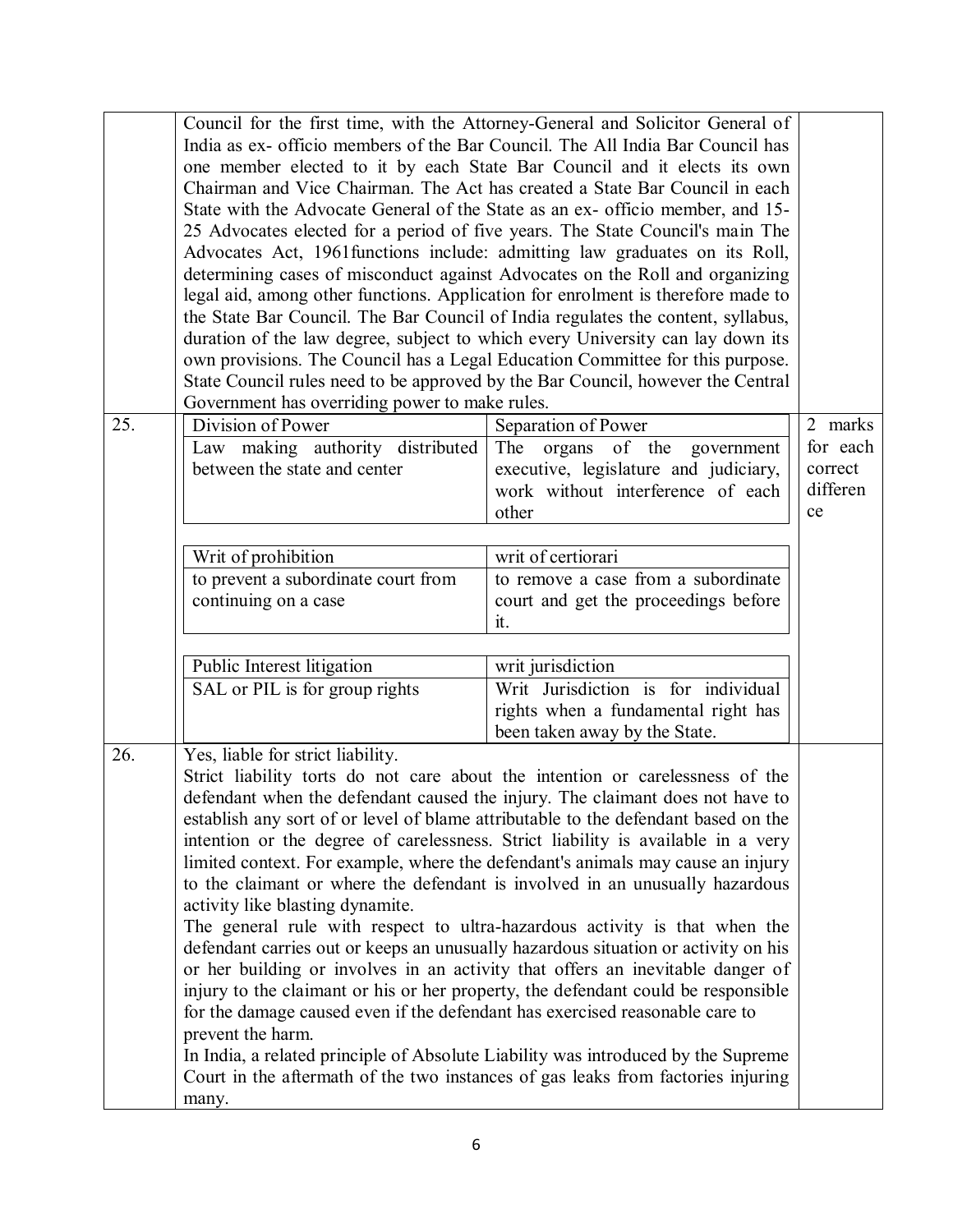| | | |
|---|---|---|
| | Council for the first time, with the Attorney-General and Solicitor General of India as ex- officio members of the Bar Council. The All India Bar Council has one member elected to it by each State Bar Council and it elects its own Chairman and Vice Chairman. The Act has created a State Bar Council in each State with the Advocate General of the State as an ex- officio member, and 15-25 Advocates elected for a period of five years. The State Council's main The Advocates Act, 1961functions include: admitting law graduates on its Roll, determining cases of misconduct against Advocates on the Roll and organizing legal aid, among other functions. Application for enrolment is therefore made to the State Bar Council. The Bar Council of India regulates the content, syllabus, duration of the law degree, subject to which every University can lay down its own provisions. The Council has a Legal Education Committee for this purpose. State Council rules need to be approved by the Bar Council, however the Central Government has overriding power to make rules. | |
| 25. | **Division of Power** / **Separation of Power**<br>Division of Power: Law making authority distributed between the state and center<br>Separation of Power: The organs of the government executive, legislature and judiciary, work without interference of each other<br><br>**Writ of prohibition** / **writ of certiorari**<br>Writ of prohibition: to prevent a subordinate court from continuing on a case<br>Writ of certiorari: to remove a case from a subordinate court and get the proceedings before it.<br><br>**Public Interest litigation** / **writ jurisdiction**<br>Public Interest litigation: SAL or PIL is for group rights<br>Writ jurisdiction: Writ Jurisdiction is for individual rights when a fundamental right has been taken away by the State. | 2 marks for each correct difference |
| 26. | Yes, liable for strict liability.<br>Strict liability torts do not care about the intention or carelessness of the defendant when the defendant caused the injury. The claimant does not have to establish any sort of or level of blame attributable to the defendant based on the intention or the degree of carelessness. Strict liability is available in a very limited context. For example, where the defendant's animals may cause an injury to the claimant or where the defendant is involved in an unusually hazardous activity like blasting dynamite.<br>The general rule with respect to ultra-hazardous activity is that when the defendant carries out or keeps an unusually hazardous situation or activity on his or her building or involves in an activity that offers an inevitable danger of injury to the claimant or his or her property, the defendant could be responsible for the damage caused even if the defendant has exercised reasonable care to prevent the harm.<br>In India, a related principle of Absolute Liability was introduced by the Supreme Court in the aftermath of the two instances of gas leaks from factories injuring many. | |

Question 25 tables:

| Division of Power | Separation of Power |
|---|---|
| Law making authority distributed between the state and center | The organs of the government executive, legislature and judiciary, work without interference of each other |

| Writ of prohibition | writ of certiorari |
|---|---|
| to prevent a subordinate court from continuing on a case | to remove a case from a subordinate court and get the proceedings before it. |

| Public Interest litigation | writ jurisdiction |
|---|---|
| SAL or PIL is for group rights | Writ Jurisdiction is for individual rights when a fundamental right has been taken away by the State. |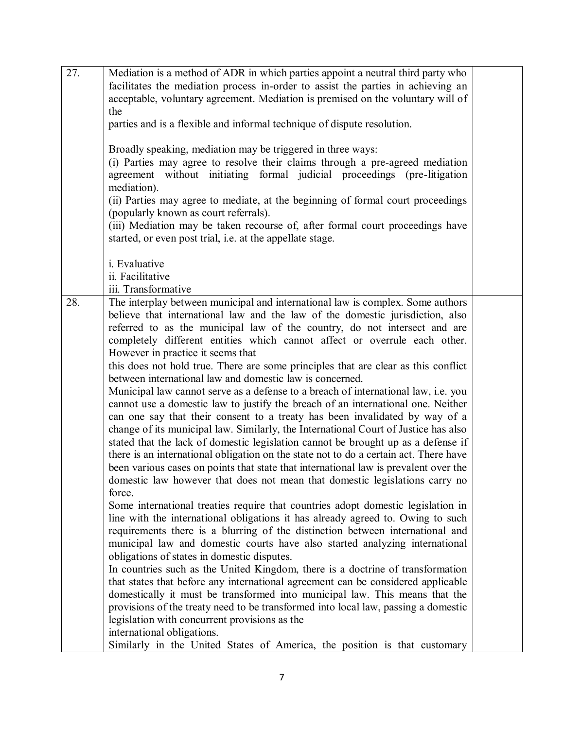| | | |
|---|---|---|
| 27. | Mediation is a method of ADR in which parties appoint a neutral third party who facilitates the mediation process in-order to assist the parties in achieving an acceptable, voluntary agreement. Mediation is premised on the voluntary will of the parties and is a flexible and informal technique of dispute resolution.<br><br>Broadly speaking, mediation may be triggered in three ways:<br>(i) Parties may agree to resolve their claims through a pre-agreed mediation agreement without initiating formal judicial proceedings (pre-litigation mediation).<br>(ii) Parties may agree to mediate, at the beginning of formal court proceedings (popularly known as court referrals).<br>(iii) Mediation may be taken recourse of, after formal court proceedings have started, or even post trial, i.e. at the appellate stage.<br><br>i. Evaluative<br>ii. Facilitative<br>iii. Transformative | |
| 28. | The interplay between municipal and international law is complex. Some authors believe that international law and the law of the domestic jurisdiction, also referred to as the municipal law of the country, do not intersect and are completely different entities which cannot affect or overrule each other. However in practice it seems that this does not hold true. There are some principles that are clear as this conflict between international law and domestic law is concerned.<br>Municipal law cannot serve as a defense to a breach of international law, i.e. you cannot use a domestic law to justify the breach of an international one. Neither can one say that their consent to a treaty has been invalidated by way of a change of its municipal law. Similarly, the International Court of Justice has also stated that the lack of domestic legislation cannot be brought up as a defense if there is an international obligation on the state not to do a certain act. There have been various cases on points that state that international law is prevalent over the domestic law however that does not mean that domestic legislations carry no force.<br>Some international treaties require that countries adopt domestic legislation in line with the international obligations it has already agreed to. Owing to such requirements there is a blurring of the distinction between international and municipal law and domestic courts have also started analyzing international obligations of states in domestic disputes.<br>In countries such as the United Kingdom, there is a doctrine of transformation that states that before any international agreement can be considered applicable domestically it must be transformed into municipal law. This means that the provisions of the treaty need to be transformed into local law, passing a domestic legislation with concurrent provisions as the international obligations.<br>Similarly in the United States of America, the position is that customary | |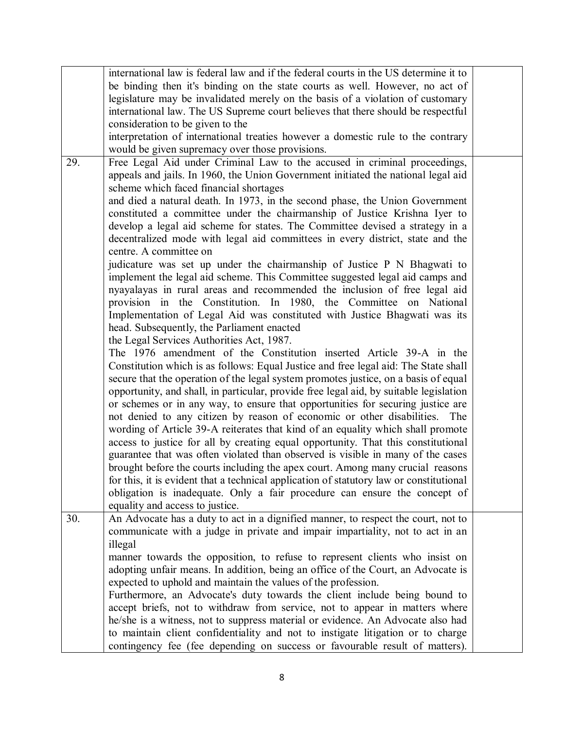|  |  |  |
|---|---|---|
|  | international law is federal law and if the federal courts in the US determine it to be binding then it's binding on the state courts as well. However, no act of legislature may be invalidated merely on the basis of a violation of customary international law. The US Supreme court believes that there should be respectful consideration to be given to the interpretation of international treaties however a domestic rule to the contrary would be given supremacy over those provisions. |  |
| 29. | Free Legal Aid under Criminal Law to the accused in criminal proceedings, appeals and jails. In 1960, the Union Government initiated the national legal aid scheme which faced financial shortages and died a natural death. In 1973, in the second phase, the Union Government constituted a committee under the chairmanship of Justice Krishna Iyer to develop a legal aid scheme for states. The Committee devised a strategy in a decentralized mode with legal aid committees in every district, state and the centre. A committee on judicature was set up under the chairmanship of Justice P N Bhagwati to implement the legal aid scheme. This Committee suggested legal aid camps and nyayalayas in rural areas and recommended the inclusion of free legal aid provision in the Constitution. In 1980, the Committee on National Implementation of Legal Aid was constituted with Justice Bhagwati was its head. Subsequently, the Parliament enacted the Legal Services Authorities Act, 1987.<br>The 1976 amendment of the Constitution inserted Article 39-A in the Constitution which is as follows: Equal Justice and free legal aid: The State shall secure that the operation of the legal system promotes justice, on a basis of equal opportunity, and shall, in particular, provide free legal aid, by suitable legislation or schemes or in any way, to ensure that opportunities for securing justice are not denied to any citizen by reason of economic or other disabilities. The wording of Article 39-A reiterates that kind of an equality which shall promote access to justice for all by creating equal opportunity. That this constitutional guarantee that was often violated than observed is visible in many of the cases brought before the courts including the apex court. Among many crucial reasons for this, it is evident that a technical application of statutory law or constitutional obligation is inadequate. Only a fair procedure can ensure the concept of equality and access to justice. |  |
| 30. | An Advocate has a duty to act in a dignified manner, to respect the court, not to communicate with a judge in private and impair impartiality, not to act in an illegal manner towards the opposition, to refuse to represent clients who insist on adopting unfair means. In addition, being an office of the Court, an Advocate is expected to uphold and maintain the values of the profession.<br>Furthermore, an Advocate's duty towards the client include being bound to accept briefs, not to withdraw from service, not to appear in matters where he/she is a witness, not to suppress material or evidence. An Advocate also had to maintain client confidentiality and not to instigate litigation or to charge contingency fee (fee depending on success or favourable result of matters). |  |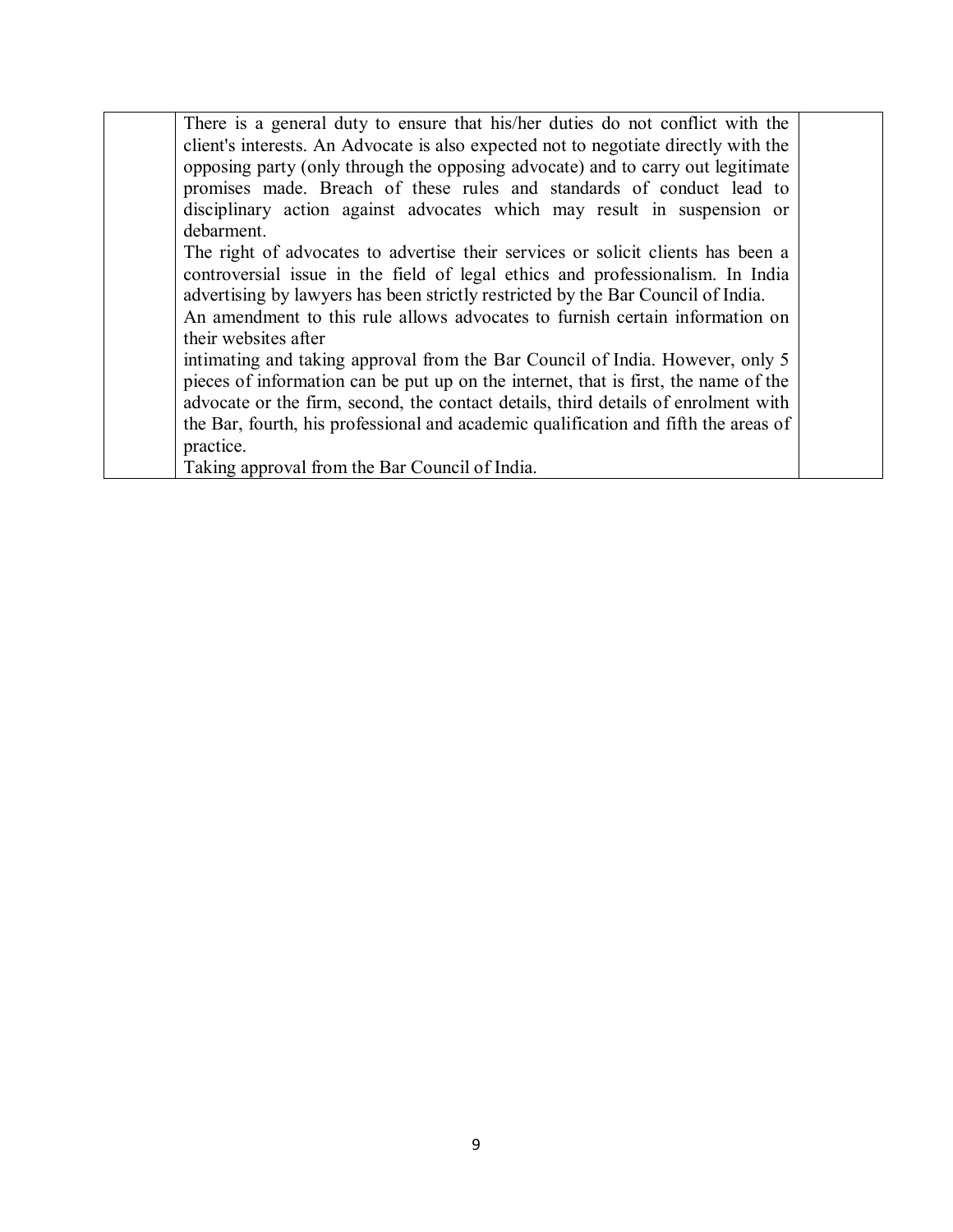| | | |
|---|---|---|
| | There is a general duty to ensure that his/her duties do not conflict with the client's interests. An Advocate is also expected not to negotiate directly with the opposing party (only through the opposing advocate) and to carry out legitimate promises made. Breach of these rules and standards of conduct lead to disciplinary action against advocates which may result in suspension or debarment.<br>The right of advocates to advertise their services or solicit clients has been a controversial issue in the field of legal ethics and professionalism. In India advertising by lawyers has been strictly restricted by the Bar Council of India.<br>An amendment to this rule allows advocates to furnish certain information on their websites after<br>intimating and taking approval from the Bar Council of India. However, only 5 pieces of information can be put up on the internet, that is first, the name of the advocate or the firm, second, the contact details, third details of enrolment with the Bar, fourth, his professional and academic qualification and fifth the areas of practice.<br>Taking approval from the Bar Council of India. | |